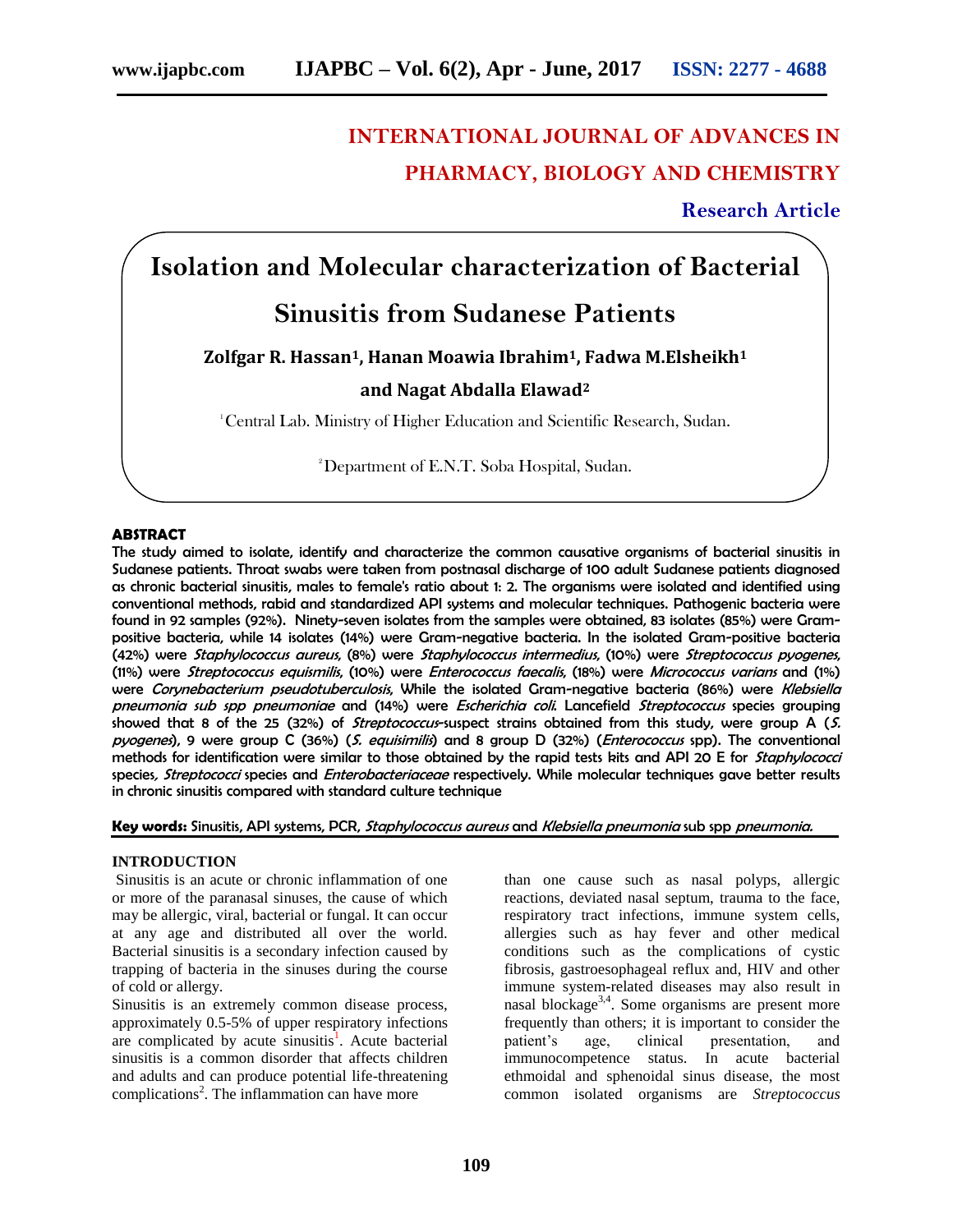# INTERNATIONAL JOURNAL OF ADVANCES IN PHARMACY, BIOLOGY AND CHEMISTRY

**Research Article**

# Isolation and Molecular characterization of Bacterial Sinusitis from Sudanese Patients

**Zolfgar R. Hassan[1], Hanan Moawia Ibrahim[1], Fadwa M.Elsheikh[1] and Nagat Abdalla Elawad[2]**

[1]Central Lab. Ministry of Higher Education and Scientific Research, Sudan.

[2]Department of E.N.T. Soba Hospital, Sudan.

## ABSTRACT

**The study aimed to isolate, identify and characterize the common causative organisms of bacterial sinusitis in Sudanese patients. Throat swabs were taken from postnasal discharge of 100 adult Sudanese patients diagnosed as chronic bacterial sinusitis, males to female's ratio about 1: 2. The organisms were isolated and identified using conventional methods, rabid and standardized API systems and molecular techniques. Pathogenic bacteria were found in 92 samples (92%). Ninety-seven isolates from the samples were obtained, 83 isolates (85%) were Gram-positive bacteria, while 14 isolates (14%) were Gram-negative bacteria. In the isolated Gram-positive bacteria (42%) were *Staphylococcus aureus,* (8%) were *Staphylococcus intermedius,* (10%) were *Streptococcus pyogenes,* (11%) were *Streptococcus equismilis,* (10%) were *Enterococcus faecalis,* (18%) were *Micrococcus varians* and (1%) were *Corynebacterium pseudotuberculosis,* While the isolated Gram-negative bacteria (86%) were *Klebsiella pneumonia sub spp pneumoniae* and (14%) were *Escherichia coli.* Lancefield *Streptococcus* species grouping showed that 8 of the 25 (32%) of *Streptococcus*-suspect strains obtained from this study, were group A (*S. pyogenes*), 9 were group C (36%) (*S. equisimilis*) and 8 group D (32%) (*Enterococcus* spp). The conventional methods for identification were similar to those obtained by the rapid tests kits and API 20 E for *Staphylococci* species, *Streptococci* species and *Enterobacteriaceae* respectively. While molecular techniques gave better results in chronic sinusitis compared with standard culture technique**

**Key words:** Sinusitis, API systems, PCR, *Staphylococcus aureus* and *Klebsiella pneumonia* sub spp *pneumonia.*

## INTRODUCTION

Sinusitis is an acute or chronic inflammation of one or more of the paranasal sinuses, the cause of which may be allergic, viral, bacterial or fungal. It can occur at any age and distributed all over the world. Bacterial sinusitis is a secondary infection caused by trapping of bacteria in the sinuses during the course of cold or allergy.

Sinusitis is an extremely common disease process, approximately 0.5-5% of upper respiratory infections are complicated by acute sinusitis[1]. Acute bacterial sinusitis is a common disorder that affects children and adults and can produce potential life-threatening complications[2]. The inflammation can have more than one cause such as nasal polyps, allergic reactions, deviated nasal septum, trauma to the face, respiratory tract infections, immune system cells, allergies such as hay fever and other medical conditions such as the complications of cystic fibrosis, gastroesophageal reflux and, HIV and other immune system-related diseases may also result in nasal blockage[3,4]. Some organisms are present more frequently than others; it is important to consider the patient's age, clinical presentation, and immunocompetence status. In acute bacterial ethmoidal and sphenoidal sinus disease, the most common isolated organisms are *Streptococcus*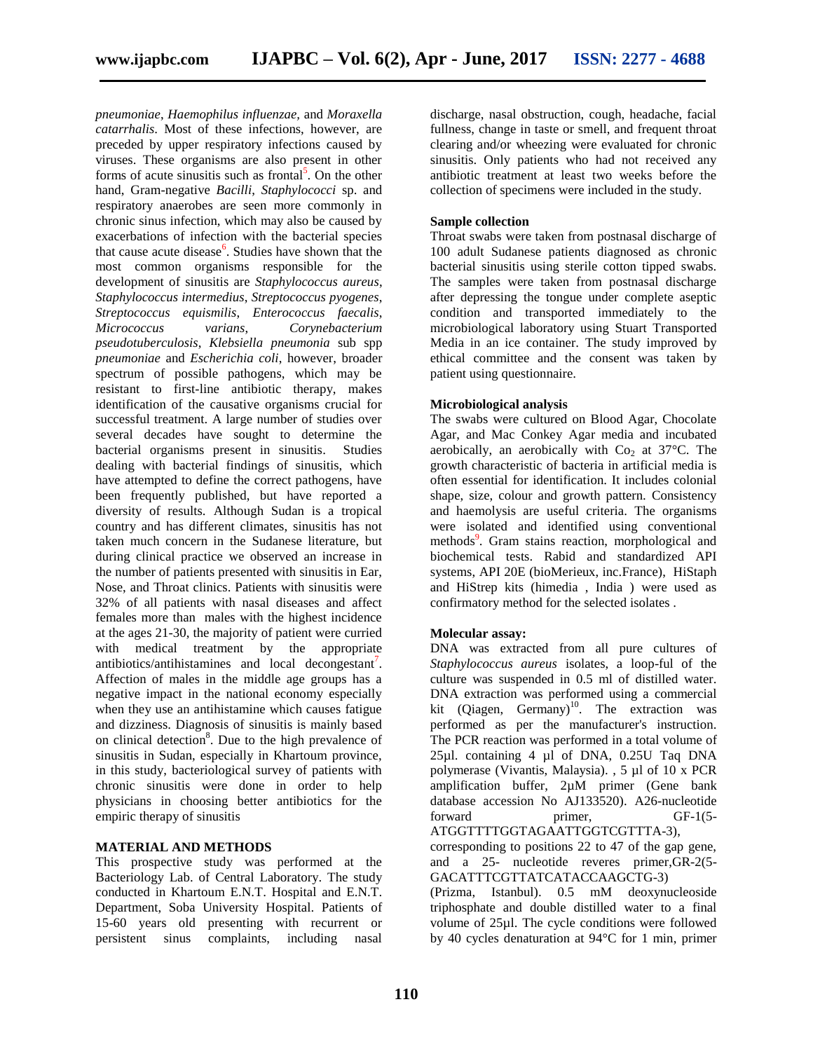*pneumoniae*, *Haemophilus influenzae,* and *Moraxella catarrhalis*. Most of these infections, however, are preceded by upper respiratory infections caused by viruses. These organisms are also present in other forms of acute sinusitis such as frontal[5]. On the other hand, Gram-negative *Bacilli*, *Staphylococci* sp. and respiratory anaerobes are seen more commonly in chronic sinus infection, which may also be caused by exacerbations of infection with the bacterial species that cause acute disease[6]. Studies have shown that the most common organisms responsible for the development of sinusitis are *Staphylococcus aureus*, *Staphylococcus intermedius*, *Streptococcus pyogenes*, *Streptococcus equismilis*, *Enterococcus faecalis*, *Micrococcus varians*, *Corynebacterium pseudotuberculosis*, *Klebsiella pneumonia* sub spp *pneumoniae* and *Escherichia coli*, however, broader spectrum of possible pathogens, which may be resistant to first-line antibiotic therapy, makes identification of the causative organisms crucial for successful treatment. A large number of studies over several decades have sought to determine the bacterial organisms present in sinusitis. Studies dealing with bacterial findings of sinusitis, which have attempted to define the correct pathogens, have been frequently published, but have reported a diversity of results. Although Sudan is a tropical country and has different climates, sinusitis has not taken much concern in the Sudanese literature, but during clinical practice we observed an increase in the number of patients presented with sinusitis in Ear, Nose, and Throat clinics. Patients with sinusitis were 32% of all patients with nasal diseases and affect females more than males with the highest incidence at the ages 21-30, the majority of patient were curried with medical treatment by the appropriate antibiotics/antihistamines and local decongestant[7]. Affection of males in the middle age groups has a negative impact in the national economy especially when they use an antihistamine which causes fatigue and dizziness. Diagnosis of sinusitis is mainly based on clinical detection[8]. Due to the high prevalence of sinusitis in Sudan, especially in Khartoum province, in this study, bacteriological survey of patients with chronic sinusitis were done in order to help physicians in choosing better antibiotics for the empiric therapy of sinusitis

## MATERIAL AND METHODS

This prospective study was performed at the Bacteriology Lab. of Central Laboratory. The study conducted in Khartoum E.N.T. Hospital and E.N.T. Department, Soba University Hospital. Patients of 15-60 years old presenting with recurrent or persistent sinus complaints, including nasal discharge, nasal obstruction, cough, headache, facial fullness, change in taste or smell, and frequent throat clearing and/or wheezing were evaluated for chronic sinusitis. Only patients who had not received any antibiotic treatment at least two weeks before the collection of specimens were included in the study.

### Sample collection

Throat swabs were taken from postnasal discharge of 100 adult Sudanese patients diagnosed as chronic bacterial sinusitis using sterile cotton tipped swabs. The samples were taken from postnasal discharge after depressing the tongue under complete aseptic condition and transported immediately to the microbiological laboratory using Stuart Transported Media in an ice container. The study improved by ethical committee and the consent was taken by patient using questionnaire.

### Microbiological analysis

The swabs were cultured on Blood Agar, Chocolate Agar, and Mac Conkey Agar media and incubated aerobically, an aerobically with $Co_2$ at 37°C. The growth characteristic of bacteria in artificial media is often essential for identification. It includes colonial shape, size, colour and growth pattern. Consistency and haemolysis are useful criteria. The organisms were isolated and identified using conventional methods[9]. Gram stains reaction, morphological and biochemical tests. Rabid and standardized API systems, API 20E (bioMerieux, inc.France), HiStaph and HiStrep kits (himedia , India ) were used as confirmatory method for the selected isolates .

### Molecular assay:

DNA was extracted from all pure cultures of *Staphylococcus aureus* isolates, a loop-ful of the culture was suspended in 0.5 ml of distilled water. DNA extraction was performed using a commercial kit (Qiagen, Germany)[10]. The extraction was performed as per the manufacturer's instruction. The PCR reaction was performed in a total volume of 25µl. containing 4 µl of DNA, 0.25U Taq DNA polymerase (Vivantis, Malaysia). , 5 µl of 10 x PCR amplification buffer, 2µM primer (Gene bank database accession No AJ133520). A26-nucleotide forward primer, GF-1(5-ATGGTTTTGGTAGAATTGGTCGTTTA-3), corresponding to positions 22 to 47 of the gap gene, and a 25- nucleotide reveres primer,GR-2(5-GACATTTCGTTATCATACCAAGCTG-3) (Prizma, Istanbul). 0.5 mM deoxynucleoside triphosphate and double distilled water to a final volume of 25µl. The cycle conditions were followed by 40 cycles denaturation at 94°C for 1 min, primer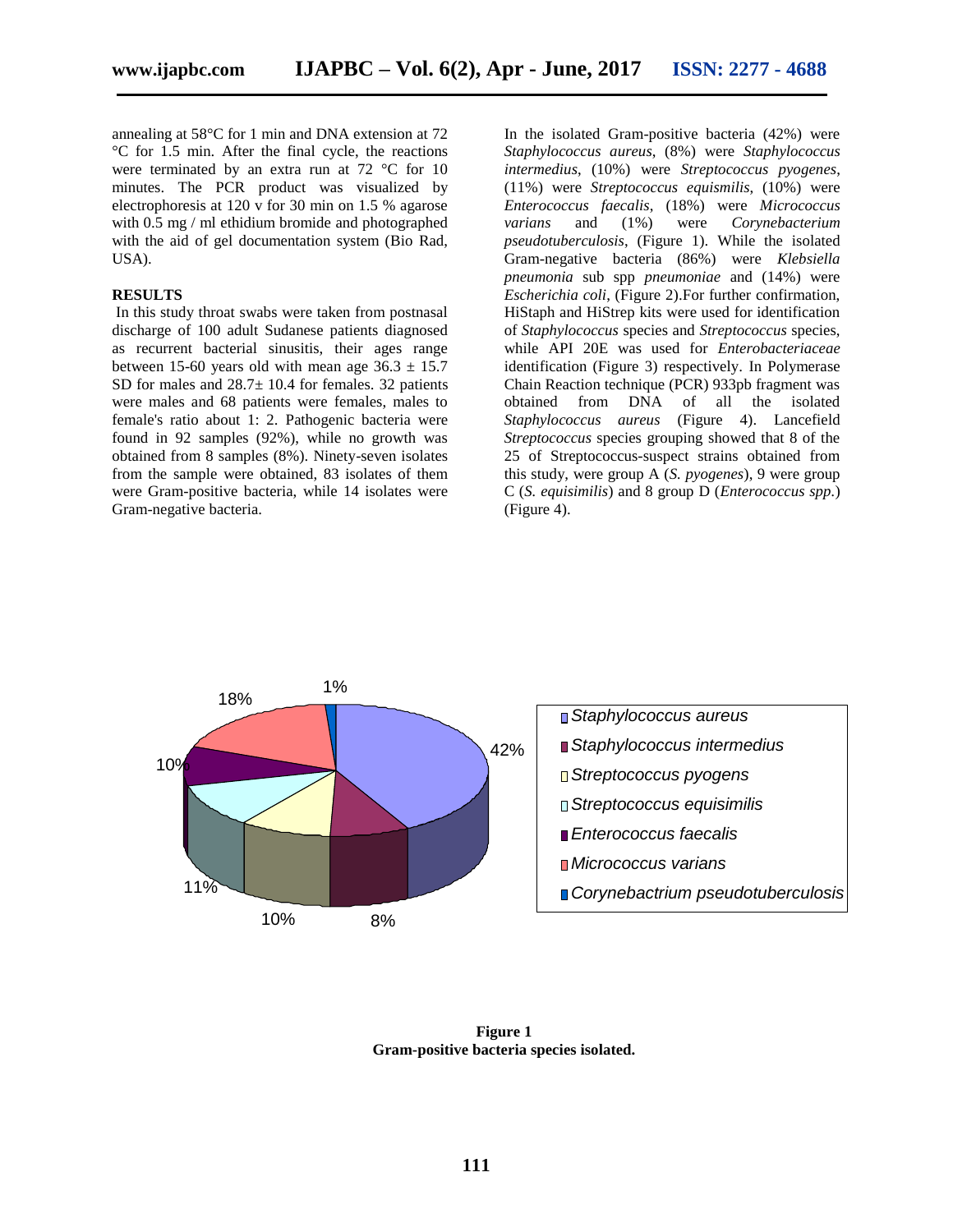annealing at 58°C for 1 min and DNA extension at 72 °C for 1.5 min. After the final cycle, the reactions were terminated by an extra run at 72 °C for 10 minutes. The PCR product was visualized by electrophoresis at 120 v for 30 min on 1.5 % agarose with 0.5 mg / ml ethidium bromide and photographed with the aid of gel documentation system (Bio Rad, USA).

## RESULTS

In this study throat swabs were taken from postnasal discharge of 100 adult Sudanese patients diagnosed as recurrent bacterial sinusitis, their ages range between 15-60 years old with mean age 36.3 ± 15.7 SD for males and 28.7± 10.4 for females. 32 patients were males and 68 patients were females, males to female's ratio about 1: 2. Pathogenic bacteria were found in 92 samples (92%), while no growth was obtained from 8 samples (8%). Ninety-seven isolates from the sample were obtained, 83 isolates of them were Gram-positive bacteria, while 14 isolates were Gram-negative bacteria.

In the isolated Gram-positive bacteria (42%) were *Staphylococcus aureus*, (8%) were *Staphylococcus intermedius*, (10%) were *Streptococcus pyogenes*, (11%) were *Streptococcus equismilis*, (10%) were *Enterococcus faecalis*, (18%) were *Micrococcus varians* and (1%) were *Corynebacterium pseudotuberculosis*, (Figure 1). While the isolated Gram-negative bacteria (86%) were *Klebsiella pneumonia* sub spp *pneumoniae* and (14%) were *Escherichia coli*, (Figure 2).For further confirmation, HiStaph and HiStrep kits were used for identification of *Staphylococcus* species and *Streptococcus* species, while API 20E was used for *Enterobacteriaceae* identification (Figure 3) respectively. In Polymerase Chain Reaction technique (PCR) 933pb fragment was obtained from DNA of all the isolated *Staphylococcus aureus* (Figure 4). Lancefield *Streptococcus* species grouping showed that 8 of the 25 of Streptococcus-suspect strains obtained from this study, were group A (*S. pyogenes*), 9 were group C (*S. equisimilis*) and 8 group D (*Enterococcus spp.*) (Figure 4).

**Figure 1**
**Gram-positive bacteria species isolated.**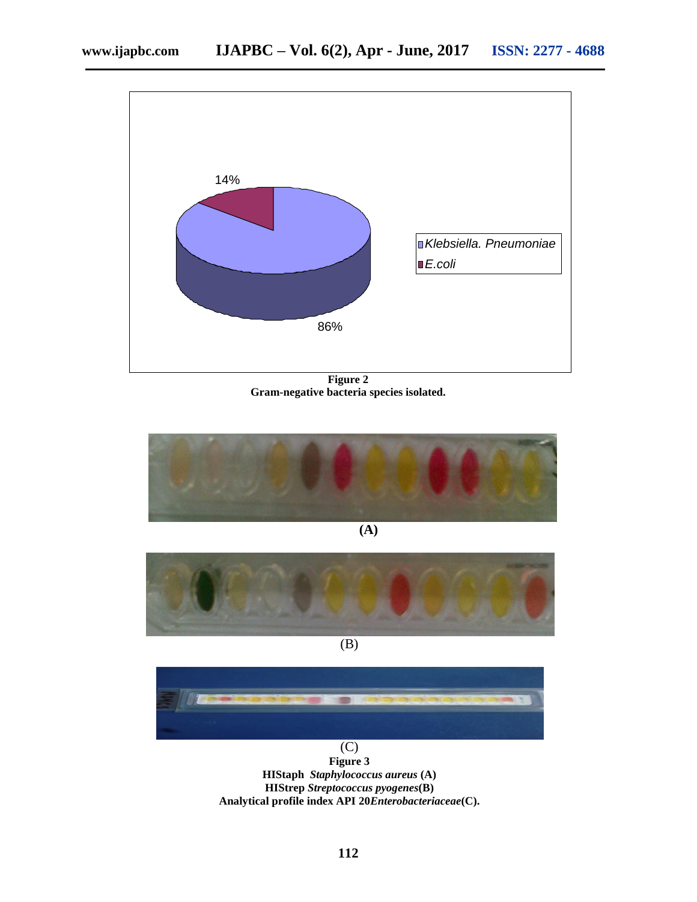14%

86%

Klebsiella. Pneumoniae

E.coli

**Figure 2**
**Gram-negative bacteria species isolated.**

**(A)**

(B)

(C)

**Figure 3**
**HIStaph *Staphylococcus aureus* (A)**
**HIStrep *Streptococcus pyogenes*(B)**
**Analytical profile index API 20*Enterobacteriaceae*(C).**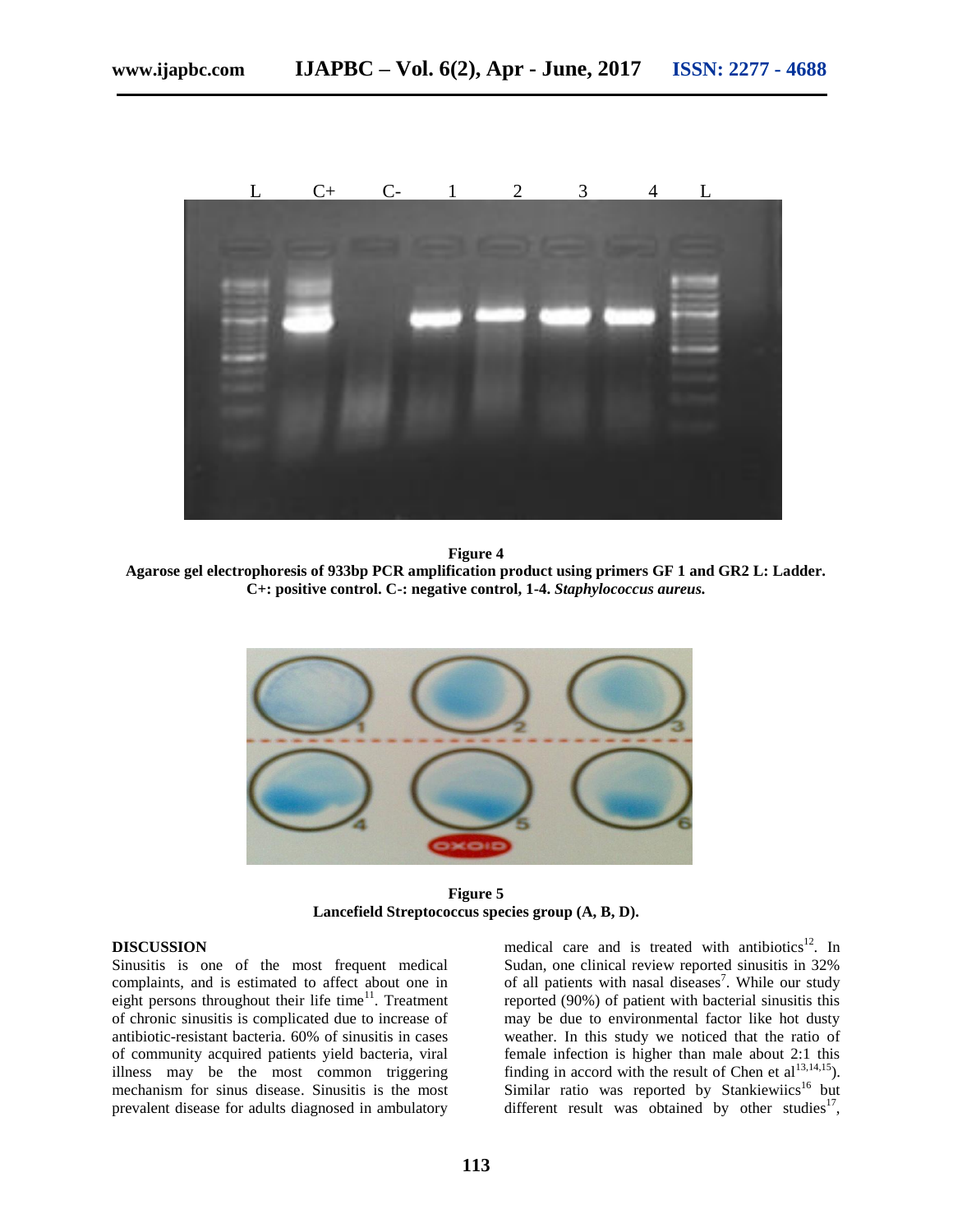Figure 4
**Agarose gel electrophoresis of 933bp PCR amplification product using primers GF 1 and GR2 L: Ladder. C+: positive control. C-: negative control, 1-4. *Staphylococcus aureus.***

Figure 5
**Lancefield Streptococcus species group (A, B, D).**

## DISCUSSION

Sinusitis is one of the most frequent medical complaints, and is estimated to affect about one in eight persons throughout their life time[11]. Treatment of chronic sinusitis is complicated due to increase of antibiotic-resistant bacteria. 60% of sinusitis in cases of community acquired patients yield bacteria, viral illness may be the most common triggering mechanism for sinus disease. Sinusitis is the most prevalent disease for adults diagnosed in ambulatory medical care and is treated with antibiotics[12]. In Sudan, one clinical review reported sinusitis in 32% of all patients with nasal diseases[7]. While our study reported (90%) of patient with bacterial sinusitis this may be due to environmental factor like hot dusty weather. In this study we noticed that the ratio of female infection is higher than male about 2:1 this finding in accord with the result of Chen et al[13,14,15]). Similar ratio was reported by Stankiewiics[16] but different result was obtained by other studies[17],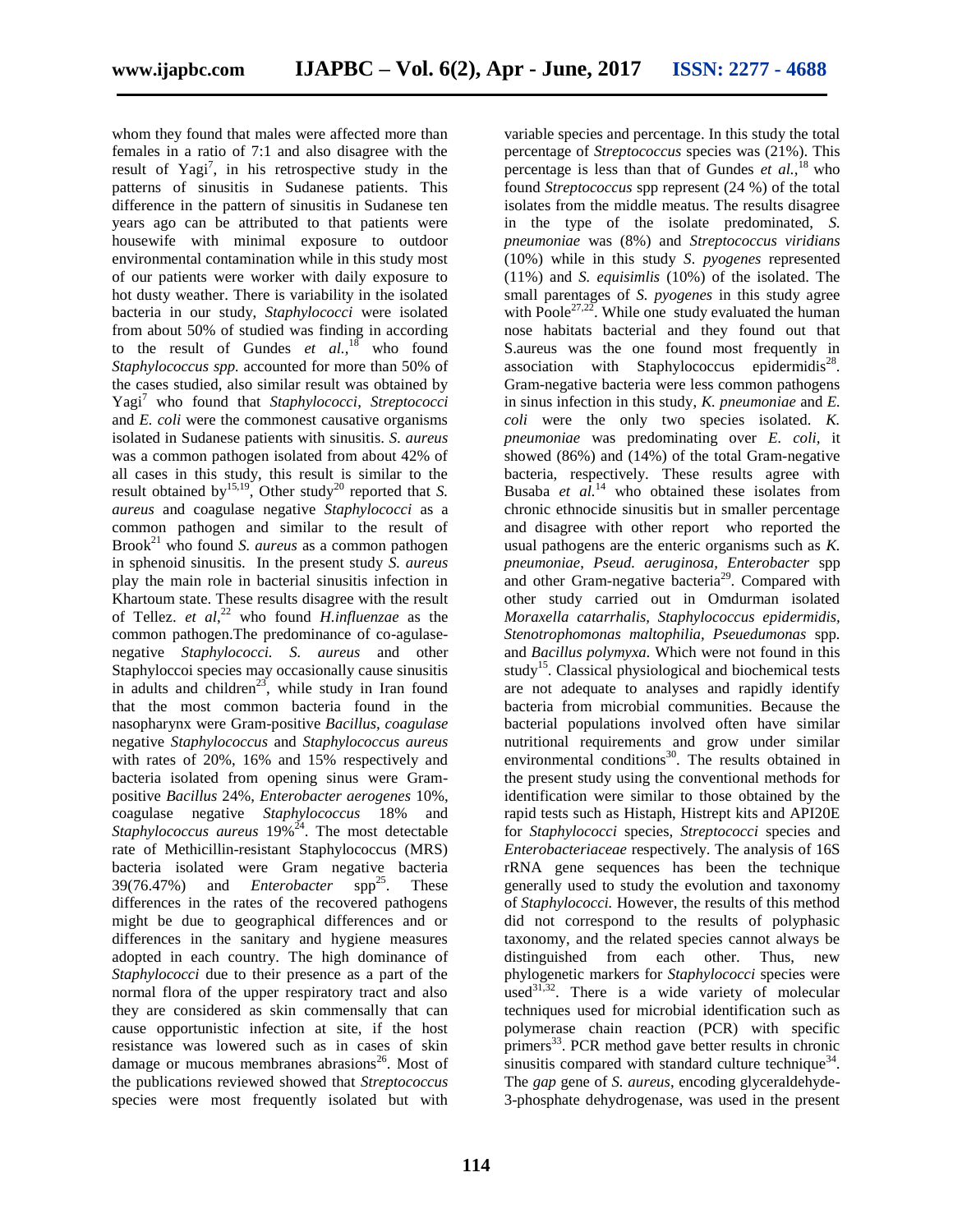whom they found that males were affected more than females in a ratio of 7:1 and also disagree with the result of Yagi[7], in his retrospective study in the patterns of sinusitis in Sudanese patients. This difference in the pattern of sinusitis in Sudanese ten years ago can be attributed to that patients were housewife with minimal exposure to outdoor environmental contamination while in this study most of our patients were worker with daily exposure to hot dusty weather. There is variability in the isolated bacteria in our study, *Staphylococci* were isolated from about 50% of studied was finding in according to the result of Gundes *et al.*,[18] who found *Staphylococcus spp.* accounted for more than 50% of the cases studied, also similar result was obtained by Yagi[7] who found that *Staphylococci*, *Streptococci* and *E. coli* were the commonest causative organisms isolated in Sudanese patients with sinusitis. *S. aureus* was a common pathogen isolated from about 42% of all cases in this study, this result is similar to the result obtained by[15,19], Other study[20] reported that *S. aureus* and coagulase negative *Staphylococci* as a common pathogen and similar to the result of Brook[21] who found *S. aureus* as a common pathogen in sphenoid sinusitis. In the present study *S. aureus* play the main role in bacterial sinusitis infection in Khartoum state. These results disagree with the result of Tellez. *et al*,[22] who found *H.influenzae* as the common pathogen.The predominance of co-agulase-negative *Staphylococci. S. aureus* and other Staphylococci species may occasionally cause sinusitis in adults and children[23], while study in Iran found that the most common bacteria found in the nasopharynx were Gram-positive *Bacillus, coagulase* negative *Staphylococcus* and *Staphylococcus aureus* with rates of 20%, 16% and 15% respectively and bacteria isolated from opening sinus were Gram-positive *Bacillus* 24%, *Enterobacter aerogenes* 10%, coagulase negative *Staphylococcus* 18% and *Staphylococcus aureus* 19%[24]. The most detectable rate of Methicillin-resistant Staphylococcus (MRS) bacteria isolated were Gram negative bacteria 39(76.47%) and *Enterobacter* spp[25]. These differences in the rates of the recovered pathogens might be due to geographical differences and or differences in the sanitary and hygiene measures adopted in each country. The high dominance of *Staphylococci* due to their presence as a part of the normal flora of the upper respiratory tract and also they are considered as skin commensally that can cause opportunistic infection at site, if the host resistance was lowered such as in cases of skin damage or mucous membranes abrasions[26]. Most of the publications reviewed showed that *Streptococcus* species were most frequently isolated but with variable species and percentage. In this study the total percentage of *Streptococcus* species was (21%). This percentage is less than that of Gundes *et al.*,[18] who found *Streptococcus* spp represent (24 %) of the total isolates from the middle meatus. The results disagree in the type of the isolate predominated, *S. pneumoniae* was (8%) and *Streptococcus viridians* (10%) while in this study *S. pyogenes* represented (11%) and *S. equisimlis* (10%) of the isolated. The small parentages of *S. pyogenes* in this study agree with Poole[27,22]. While one study evaluated the human nose habitats bacterial and they found out that S.aureus was the one found most frequently in association with Staphylococcus epidermidis[28]. Gram-negative bacteria were less common pathogens in sinus infection in this study, *K. pneumoniae* and *E. coli* were the only two species isolated. *K. pneumoniae* was predominating over *E. coli*, it showed (86%) and (14%) of the total Gram-negative bacteria, respectively. These results agree with Busaba *et al.*[14] who obtained these isolates from chronic ethnocide sinusitis but in smaller percentage and disagree with other report who reported the usual pathogens are the enteric organisms such as *K. pneumoniae*, *Pseud. aeruginosa, Enterobacter* spp and other Gram-negative bacteria[29]. Compared with other study carried out in Omdurman isolated *Moraxella catarrhalis, Staphylococcus epidermidis, Stenotrophomonas maltophilia, Pseuedumonas* spp. and *Bacillus polymyxa.* Which were not found in this study[15]. Classical physiological and biochemical tests are not adequate to analyses and rapidly identify bacteria from microbial communities. Because the bacterial populations involved often have similar nutritional requirements and grow under similar environmental conditions[30]. The results obtained in the present study using the conventional methods for identification were similar to those obtained by the rapid tests such as Histaph, Histrept kits and API20E for *Staphylococci* species, *Streptococci* species and *Enterobacteriaceae* respectively. The analysis of 16S rRNA gene sequences has been the technique generally used to study the evolution and taxonomy of *Staphylococci.* However, the results of this method did not correspond to the results of polyphasic taxonomy, and the related species cannot always be distinguished from each other. Thus, new phylogenetic markers for *Staphylococci* species were used[31,32]. There is a wide variety of molecular techniques used for microbial identification such as polymerase chain reaction (PCR) with specific primers[33]. PCR method gave better results in chronic sinusitis compared with standard culture technique[34]. The *gap* gene of *S. aureus*, encoding glyceraldehyde-3-phosphate dehydrogenase, was used in the present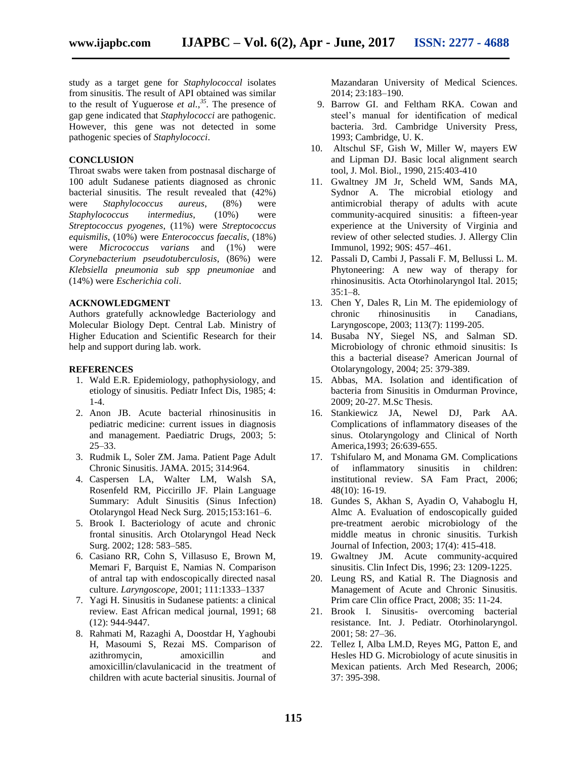study as a target gene for *Staphylococcal* isolates from sinusitis. The result of API obtained was similar to the result of Yuguerose *et al.,*[35]. The presence of gap gene indicated that *Staphylococci* are pathogenic. However, this gene was not detected in some pathogenic species of *Staphylococci*.

## CONCLUSION

Throat swabs were taken from postnasal discharge of 100 adult Sudanese patients diagnosed as chronic bacterial sinusitis. The result revealed that (42%) were *Staphylococcus aureus*, (8%) were *Staphylococcus intermedius*, (10%) were *Streptococcus pyogenes*, (11%) were *Streptococcus equismilis*, (10%) were *Enterococcus faecalis*, (18%) were *Micrococcus varians* and (1%) were *Corynebacterium pseudotuberculosis*, (86%) were *Klebsiella pneumonia sub spp pneumoniae* and (14%) were *Escherichia coli*.

## ACKNOWLEDGMENT

Authors gratefully acknowledge Bacteriology and Molecular Biology Dept. Central Lab. Ministry of Higher Education and Scientific Research for their help and support during lab. work.

## REFERENCES

1. Wald E.R. Epidemiology, pathophysiology, and etiology of sinusitis. Pediatr Infect Dis, 1985; 4: 1-4.
2. Anon JB. Acute bacterial rhinosinusitis in pediatric medicine: current issues in diagnosis and management. Paediatric Drugs, 2003; 5: 25–33.
3. Rudmik L, Soler ZM. Jama. Patient Page Adult Chronic Sinusitis. JAMA. 2015; 314:964.
4. Caspersen LA, Walter LM, Walsh SA, Rosenfeld RM, Piccirillo JF. Plain Language Summary: Adult Sinusitis (Sinus Infection) Otolaryngol Head Neck Surg. 2015;153:161–6.
5. Brook I. Bacteriology of acute and chronic frontal sinusitis. Arch Otolaryngol Head Neck Surg. 2002; 128: 583–585.
6. Casiano RR, Cohn S, Villasuso E, Brown M, Memari F, Barquist E, Namias N. Comparison of antral tap with endoscopically directed nasal culture. *Laryngoscope*, 2001; 111:1333–1337
7. Yagi H. Sinusitis in Sudanese patients: a clinical review. East African medical journal, 1991; 68 (12): 944-9447.
8. Rahmati M, Razaghi A, Doostdar H, Yaghoubi H, Masoumi S, Rezai MS. Comparison of azithromycin, amoxicillin and amoxicillin/clavulanicacid in the treatment of children with acute bacterial sinusitis. Journal of Mazandaran University of Medical Sciences. 2014; 23:183–190.
9. Barrow GI. and Feltham RKA. Cowan and steel's manual for identification of medical bacteria. 3rd. Cambridge University Press, 1993; Cambridge, U. K.
10. Altschul SF, Gish W, Miller W, mayers EW and Lipman DJ. Basic local alignment search tool, J. Mol. Biol., 1990, 215:403-410
11. Gwaltney JM Jr, Scheld WM, Sands MA, Sydnor A. The microbial etiology and antimicrobial therapy of adults with acute community-acquired sinusitis: a fifteen-year experience at the University of Virginia and review of other selected studies. J. Allergy Clin Immunol, 1992; 90S: 457–461.
12. Passali D, Cambi J, Passali F. M, Bellussi L. M. Phytoneering: A new way of therapy for rhinosinusitis. Acta Otorhinolaryngol Ital. 2015; 35:1–8.
13. Chen Y, Dales R, Lin M. The epidemiology of chronic rhinosinusitis in Canadians, Laryngoscope, 2003; 113(7): 1199-205.
14. Busaba NY, Siegel NS, and Salman SD. Microbiology of chronic ethmoid sinusitis: Is this a bacterial disease? American Journal of Otolaryngology, 2004; 25: 379-389.
15. Abbas, MA. Isolation and identification of bacteria from Sinusitis in Omdurman Province, 2009; 20-27. M.Sc Thesis.
16. Stankiewicz JA, Newel DJ, Park AA. Complications of inflammatory diseases of the sinus. Otolaryngology and Clinical of North America,1993; 26:639-655.
17. Tshifularo M, and Monama GM. Complications of inflammatory sinusitis in children: institutional review. SA Fam Pract, 2006; 48(10): 16-19.
18. Gundes S, Akhan S, Ayadin O, Vahaboglu H, Almc A. Evaluation of endoscopically guided pre-treatment aerobic microbiology of the middle meatus in chronic sinusitis. Turkish Journal of Infection, 2003; 17(4): 415-418.
19. Gwaltney JM. Acute community-acquired sinusitis. Clin Infect Dis, 1996; 23: 1209-1225.
20. Leung RS, and Katial R. The Diagnosis and Management of Acute and Chronic Sinusitis. Prim care Clin office Pract, 2008; 35: 11-24.
21. Brook I. Sinusitis- overcoming bacterial resistance. Int. J. Pediatr. Otorhinolaryngol. 2001; 58: 27–36.
22. Tellez I, Alba LM.D, Reyes MG, Patton E, and Hesles HD G. Microbiology of acute sinusitis in Mexican patients. Arch Med Research, 2006; 37: 395-398.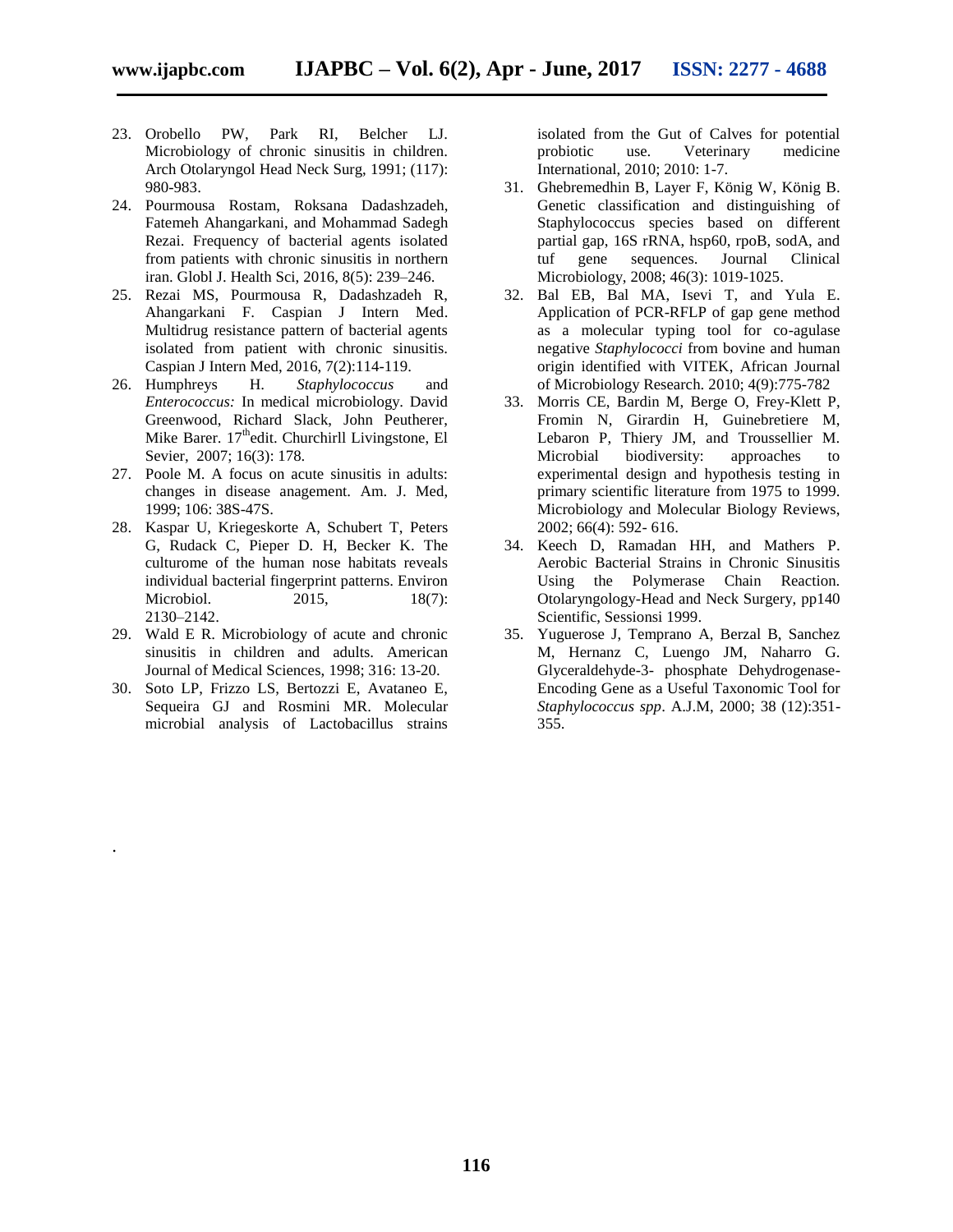23. Orobello PW, Park RI, Belcher LJ. Microbiology of chronic sinusitis in children. Arch Otolaryngol Head Neck Surg, 1991; (117): 980-983.
24. Pourmousa Rostam, Roksana Dadashzadeh, Fatemeh Ahangarkani, and Mohammad Sadegh Rezai. Frequency of bacterial agents isolated from patients with chronic sinusitis in northern iran. Globl J. Health Sci, 2016, 8(5): 239–246.
25. Rezai MS, Pourmousa R, Dadashzadeh R, Ahangarkani F. Caspian J Intern Med. Multidrug resistance pattern of bacterial agents isolated from patient with chronic sinusitis. Caspian J Intern Med, 2016, 7(2):114-119.
26. Humphreys H. *Staphylococcus* and *Enterococcus:* In medical microbiology. David Greenwood, Richard Slack, John Peutherer, Mike Barer. 17thedit. Churchirll Livingstone, El Sevier, 2007; 16(3): 178.
27. Poole M. A focus on acute sinusitis in adults: changes in disease anagement. Am. J. Med, 1999; 106: 38S-47S.
28. Kaspar U, Kriegeskorte A, Schubert T, Peters G, Rudack C, Pieper D. H, Becker K. The culturome of the human nose habitats reveals individual bacterial fingerprint patterns. Environ Microbiol. 2015, 18(7): 2130–2142.
29. Wald E R. Microbiology of acute and chronic sinusitis in children and adults. American Journal of Medical Sciences, 1998; 316: 13-20.
30. Soto LP, Frizzo LS, Bertozzi E, Avataneo E, Sequeira GJ and Rosmini MR. Molecular microbial analysis of Lactobacillus strains isolated from the Gut of Calves for potential probiotic use. Veterinary medicine International, 2010; 2010: 1-7.
31. Ghebremedhin B, Layer F, König W, König B. Genetic classification and distinguishing of Staphylococcus species based on different partial gap, 16S rRNA, hsp60, rpoB, sodA, and tuf gene sequences. Journal Clinical Microbiology, 2008; 46(3): 1019-1025.
32. Bal EB, Bal MA, Isevi T, and Yula E. Application of PCR-RFLP of gap gene method as a molecular typing tool for co-agulase negative *Staphylococci* from bovine and human origin identified with VITEK, African Journal of Microbiology Research. 2010; 4(9):775-782
33. Morris CE, Bardin M, Berge O, Frey-Klett P, Fromin N, Girardin H, Guinebretiere M, Lebaron P, Thiery JM, and Troussellier M. Microbial biodiversity: approaches to experimental design and hypothesis testing in primary scientific literature from 1975 to 1999. Microbiology and Molecular Biology Reviews, 2002; 66(4): 592- 616.
34. Keech D, Ramadan HH, and Mathers P. Aerobic Bacterial Strains in Chronic Sinusitis Using the Polymerase Chain Reaction. Otolaryngology-Head and Neck Surgery, pp140 Scientific, Sessionsi 1999.
35. Yuguerose J, Temprano A, Berzal B, Sanchez M, Hernanz C, Luengo JM, Naharro G. Glyceraldehyde-3- phosphate Dehydrogenase-Encoding Gene as a Useful Taxonomic Tool for *Staphylococcus spp*. A.J.M, 2000; 38 (12):351-355.